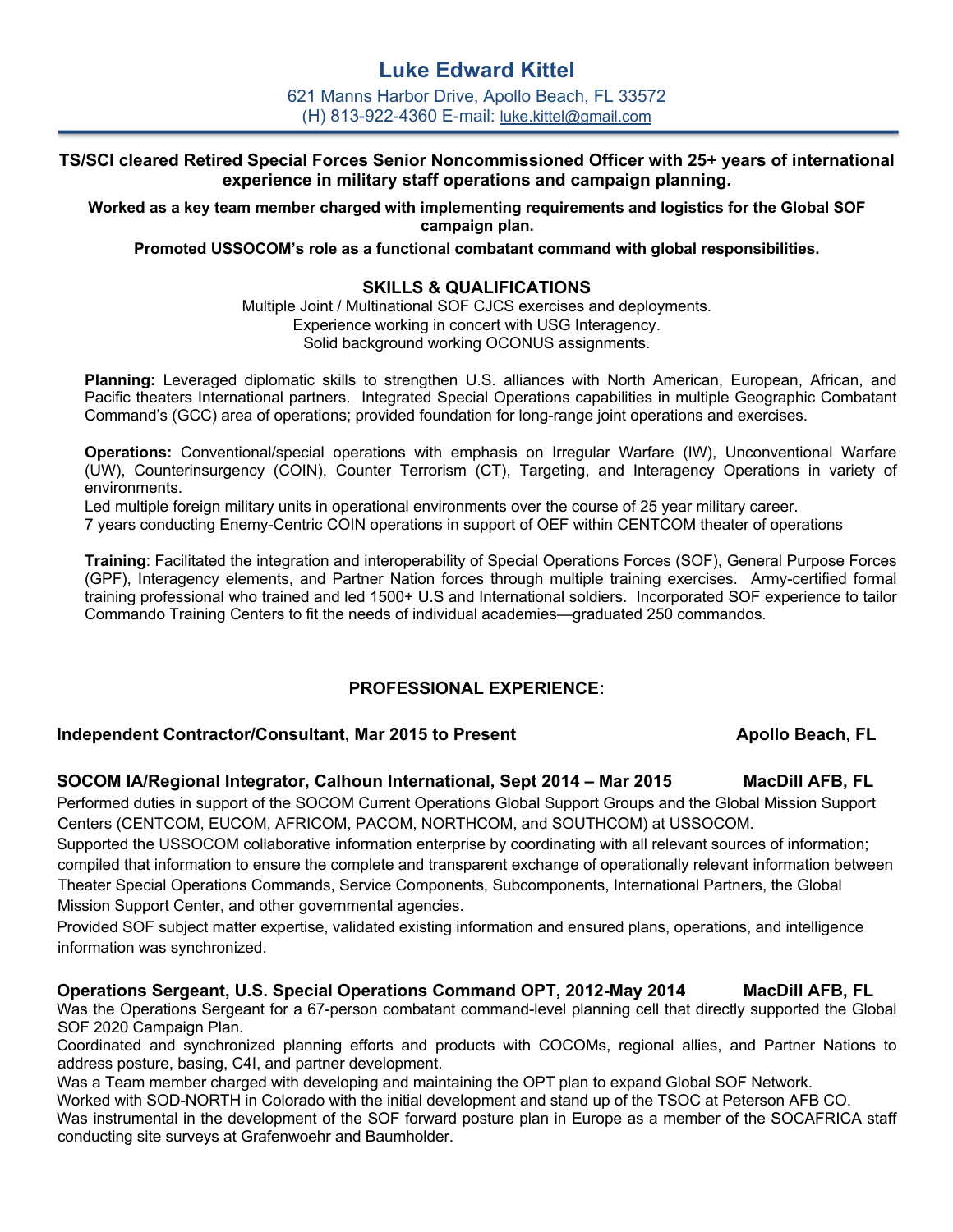# Luke Edward Kittel

621 Manns Harbor Drive, Apollo Beach, FL 33572
(H) 813-922-4360 E-mail: luke.kittel@gmail.com

**TS/SCI cleared Retired Special Forces Senior Noncommissioned Officer with 25+ years of international experience in military staff operations and campaign planning.**

**Worked as a key team member charged with implementing requirements and logistics for the Global SOF campaign plan.**

**Promoted USSOCOM's role as a functional combatant command with global responsibilities.**

## SKILLS & QUALIFICATIONS

Multiple Joint / Multinational SOF CJCS exercises and deployments.
Experience working in concert with USG Interagency.
Solid background working OCONUS assignments.

**Planning:** Leveraged diplomatic skills to strengthen U.S. alliances with North American, European, African, and Pacific theaters International partners. Integrated Special Operations capabilities in multiple Geographic Combatant Command's (GCC) area of operations; provided foundation for long-range joint operations and exercises.

**Operations:** Conventional/special operations with emphasis on Irregular Warfare (IW), Unconventional Warfare (UW), Counterinsurgency (COIN), Counter Terrorism (CT), Targeting, and Interagency Operations in variety of environments.
Led multiple foreign military units in operational environments over the course of 25 year military career.
7 years conducting Enemy-Centric COIN operations in support of OEF within CENTCOM theater of operations

**Training**: Facilitated the integration and interoperability of Special Operations Forces (SOF), General Purpose Forces (GPF), Interagency elements, and Partner Nation forces through multiple training exercises. Army-certified formal training professional who trained and led 1500+ U.S and International soldiers. Incorporated SOF experience to tailor Commando Training Centers to fit the needs of individual academies—graduated 250 commandos.

## PROFESSIONAL EXPERIENCE:

**Independent Contractor/Consultant, Mar 2015 to Present** — **Apollo Beach, FL**

**SOCOM IA/Regional Integrator, Calhoun International, Sept 2014 – Mar 2015** — **MacDill AFB, FL**

Performed duties in support of the SOCOM Current Operations Global Support Groups and the Global Mission Support Centers (CENTCOM, EUCOM, AFRICOM, PACOM, NORTHCOM, and SOUTHCOM) at USSOCOM.
Supported the USSOCOM collaborative information enterprise by coordinating with all relevant sources of information; compiled that information to ensure the complete and transparent exchange of operationally relevant information between Theater Special Operations Commands, Service Components, Subcomponents, International Partners, the Global Mission Support Center, and other governmental agencies.
Provided SOF subject matter expertise, validated existing information and ensured plans, operations, and intelligence information was synchronized.

**Operations Sergeant, U.S. Special Operations Command OPT, 2012-May 2014** — **MacDill AFB, FL**

Was the Operations Sergeant for a 67-person combatant command-level planning cell that directly supported the Global SOF 2020 Campaign Plan.
Coordinated and synchronized planning efforts and products with COCOMs, regional allies, and Partner Nations to address posture, basing, C4I, and partner development.
Was a Team member charged with developing and maintaining the OPT plan to expand Global SOF Network.
Worked with SOD-NORTH in Colorado with the initial development and stand up of the TSOC at Peterson AFB CO.
Was instrumental in the development of the SOF forward posture plan in Europe as a member of the SOCAFRICA staff conducting site surveys at Grafenwoehr and Baumholder.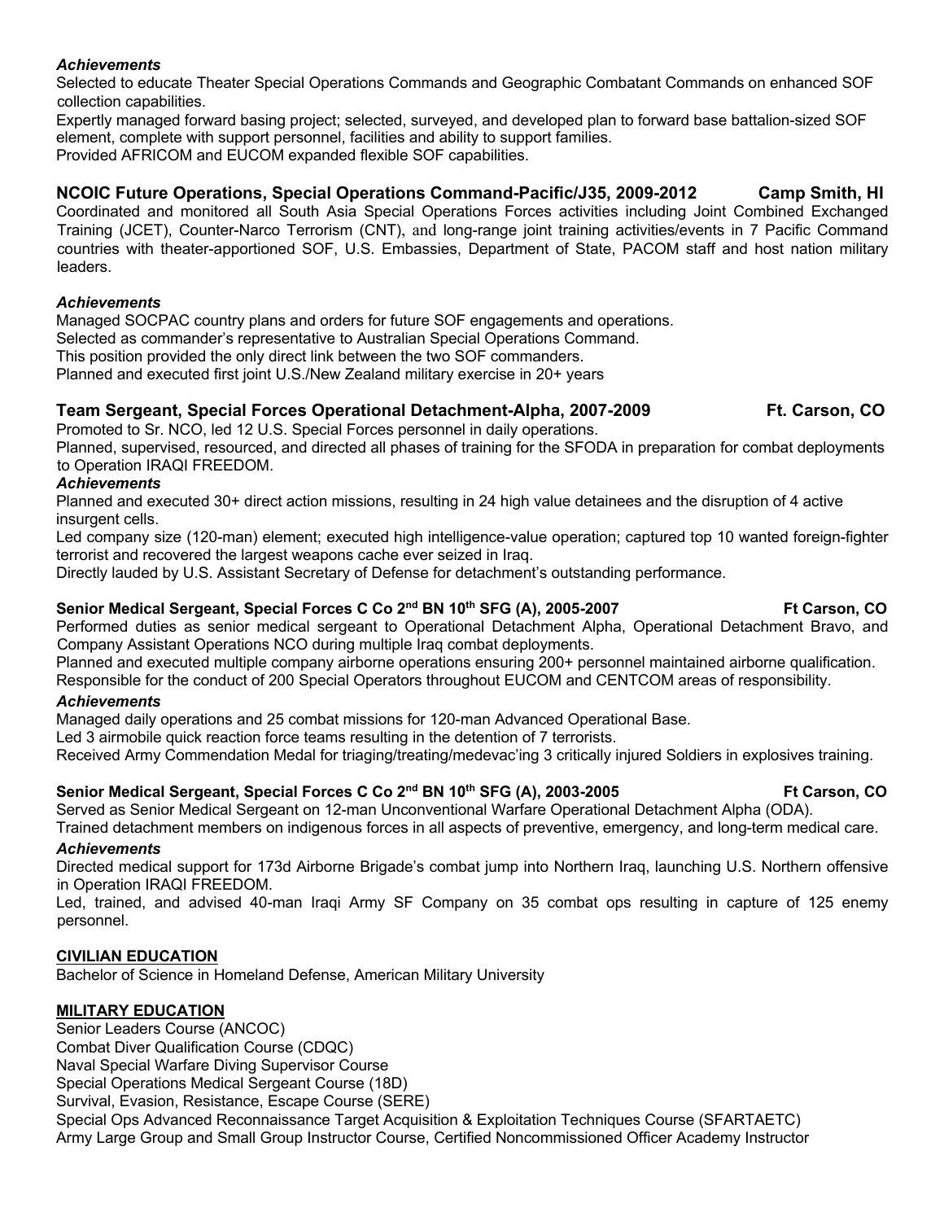***Achievements***

Selected to educate Theater Special Operations Commands and Geographic Combatant Commands on enhanced SOF collection capabilities.
Expertly managed forward basing project; selected, surveyed, and developed plan to forward base battalion-sized SOF element, complete with support personnel, facilities and ability to support families.
Provided AFRICOM and EUCOM expanded flexible SOF capabilities.

### NCOIC Future Operations, Special Operations Command-Pacific/J35, 2009-2012 — Camp Smith, HI

Coordinated and monitored all South Asia Special Operations Forces activities including Joint Combined Exchanged Training (JCET), Counter-Narco Terrorism (CNT), and long-range joint training activities/events in 7 Pacific Command countries with theater-apportioned SOF, U.S. Embassies, Department of State, PACOM staff and host nation military leaders.

***Achievements***

Managed SOCPAC country plans and orders for future SOF engagements and operations.
Selected as commander's representative to Australian Special Operations Command.
This position provided the only direct link between the two SOF commanders.
Planned and executed first joint U.S./New Zealand military exercise in 20+ years

### Team Sergeant, Special Forces Operational Detachment-Alpha, 2007-2009 — Ft. Carson, CO

Promoted to Sr. NCO, led 12 U.S. Special Forces personnel in daily operations.
Planned, supervised, resourced, and directed all phases of training for the SFODA in preparation for combat deployments to Operation IRAQI FREEDOM.

***Achievements***

Planned and executed 30+ direct action missions, resulting in 24 high value detainees and the disruption of 4 active insurgent cells.
Led company size (120-man) element; executed high intelligence-value operation; captured top 10 wanted foreign-fighter terrorist and recovered the largest weapons cache ever seized in Iraq.
Directly lauded by U.S. Assistant Secretary of Defense for detachment's outstanding performance.

### Senior Medical Sergeant, Special Forces C Co 2nd BN 10th SFG (A), 2005-2007 — Ft Carson, CO

Performed duties as senior medical sergeant to Operational Detachment Alpha, Operational Detachment Bravo, and Company Assistant Operations NCO during multiple Iraq combat deployments.
Planned and executed multiple company airborne operations ensuring 200+ personnel maintained airborne qualification.
Responsible for the conduct of 200 Special Operators throughout EUCOM and CENTCOM areas of responsibility.

***Achievements***

Managed daily operations and 25 combat missions for 120-man Advanced Operational Base.
Led 3 airmobile quick reaction force teams resulting in the detention of 7 terrorists.
Received Army Commendation Medal for triaging/treating/medevac'ing 3 critically injured Soldiers in explosives training.

### Senior Medical Sergeant, Special Forces C Co 2nd BN 10th SFG (A), 2003-2005 — Ft Carson, CO

Served as Senior Medical Sergeant on 12-man Unconventional Warfare Operational Detachment Alpha (ODA).
Trained detachment members on indigenous forces in all aspects of preventive, emergency, and long-term medical care.

***Achievements***

Directed medical support for 173d Airborne Brigade's combat jump into Northern Iraq, launching U.S. Northern offensive in Operation IRAQI FREEDOM.
Led, trained, and advised 40-man Iraqi Army SF Company on 35 combat ops resulting in capture of 125 enemy personnel.

## CIVILIAN EDUCATION

Bachelor of Science in Homeland Defense, American Military University

## MILITARY EDUCATION

Senior Leaders Course (ANCOC)
Combat Diver Qualification Course (CDQC)
Naval Special Warfare Diving Supervisor Course
Special Operations Medical Sergeant Course (18D)
Survival, Evasion, Resistance, Escape Course (SERE)
Special Ops Advanced Reconnaissance Target Acquisition & Exploitation Techniques Course (SFARTAETC)
Army Large Group and Small Group Instructor Course, Certified Noncommissioned Officer Academy Instructor